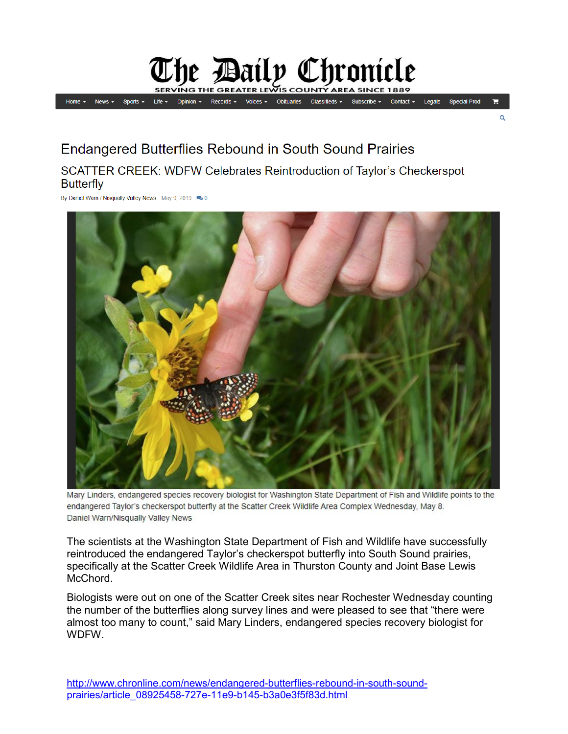# The Daily Chronicle

SERVING THE GREATER LEWIS COUNTY AREA SINCE 1889

Home ▾ News ▾ Sports ▾ Life ▾ Opinion ▾ Records ▾ Voices ▾ Obituaries Classifieds ▾ Subscribe ▾ Contact ▾ Legals Special Prod

## Endangered Butterflies Rebound in South Sound Prairies

### SCATTER CREEK: WDFW Celebrates Reintroduction of Taylor's Checkerspot Butterfly

By Daniel Warn / Nisqually Valley News May 9, 2019 0

Mary Linders, endangered species recovery biologist for Washington State Department of Fish and Wildlife points to the endangered Taylor's checkerspot butterfly at the Scatter Creek Wildlife Area Complex Wednesday, May 8.
Daniel Warn/Nisqually Valley News

The scientists at the Washington State Department of Fish and Wildlife have successfully reintroduced the endangered Taylor's checkerspot butterfly into South Sound prairies, specifically at the Scatter Creek Wildlife Area in Thurston County and Joint Base Lewis McChord.

Biologists were out on one of the Scatter Creek sites near Rochester Wednesday counting the number of the butterflies along survey lines and were pleased to see that "there were almost too many to count," said Mary Linders, endangered species recovery biologist for WDFW.

http://www.chronline.com/news/endangered-butterflies-rebound-in-south-sound-prairies/article_08925458-727e-11e9-b145-b3a0e3f5f83d.html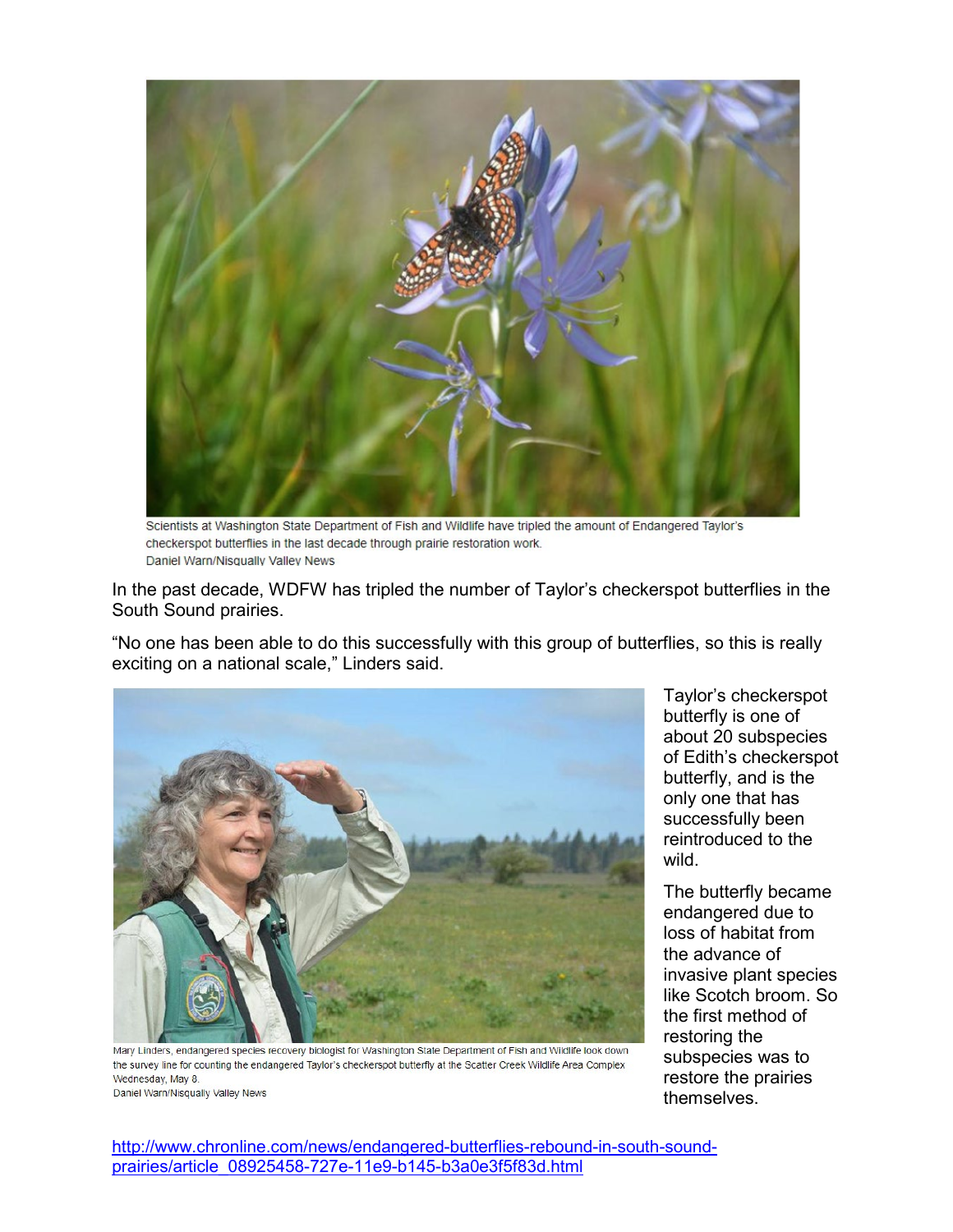Scientists at Washington State Department of Fish and Wildlife have tripled the amount of Endangered Taylor's checkerspot butterflies in the last decade through prairie restoration work.
Daniel Warn/Nisqually Valley News

In the past decade, WDFW has tripled the number of Taylor's checkerspot butterflies in the South Sound prairies.

"No one has been able to do this successfully with this group of butterflies, so this is really exciting on a national scale," Linders said.

Mary Linders, endangered species recovery biologist for Washington State Department of Fish and Wildlife look down the survey line for counting the endangered Taylor's checkerspot butterfly at the Scatter Creek Wildlife Area Complex Wednesday, May 8.
Daniel Warn/Nisqually Valley News

Taylor's checkerspot butterfly is one of about 20 subspecies of Edith's checkerspot butterfly, and is the only one that has successfully been reintroduced to the wild.

The butterfly became endangered due to loss of habitat from the advance of invasive plant species like Scotch broom. So the first method of restoring the subspecies was to restore the prairies themselves.

http://www.chronline.com/news/endangered-butterflies-rebound-in-south-sound-prairies/article_08925458-727e-11e9-b145-b3a0e3f5f83d.html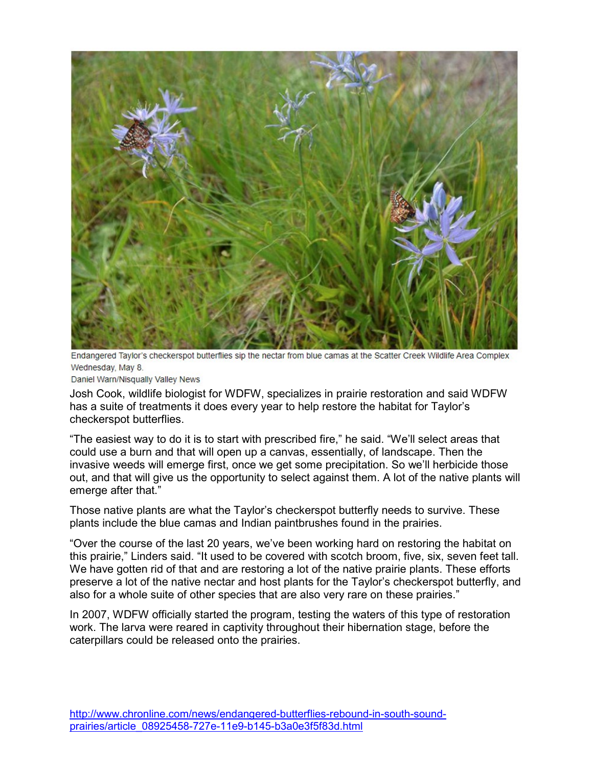Endangered Taylor's checkerspot butterflies sip the nectar from blue camas at the Scatter Creek Wildlife Area Complex Wednesday, May 8.

Daniel Warn/Nisqually Valley News

Josh Cook, wildlife biologist for WDFW, specializes in prairie restoration and said WDFW has a suite of treatments it does every year to help restore the habitat for Taylor's checkerspot butterflies.

"The easiest way to do it is to start with prescribed fire," he said. "We'll select areas that could use a burn and that will open up a canvas, essentially, of landscape. Then the invasive weeds will emerge first, once we get some precipitation. So we'll herbicide those out, and that will give us the opportunity to select against them. A lot of the native plants will emerge after that."

Those native plants are what the Taylor's checkerspot butterfly needs to survive. These plants include the blue camas and Indian paintbrushes found in the prairies.

"Over the course of the last 20 years, we've been working hard on restoring the habitat on this prairie," Linders said. "It used to be covered with scotch broom, five, six, seven feet tall. We have gotten rid of that and are restoring a lot of the native prairie plants. These efforts preserve a lot of the native nectar and host plants for the Taylor's checkerspot butterfly, and also for a whole suite of other species that are also very rare on these prairies."

In 2007, WDFW officially started the program, testing the waters of this type of restoration work. The larva were reared in captivity throughout their hibernation stage, before the caterpillars could be released onto the prairies.

http://www.chronline.com/news/endangered-butterflies-rebound-in-south-sound-prairies/article_08925458-727e-11e9-b145-b3a0e3f5f83d.html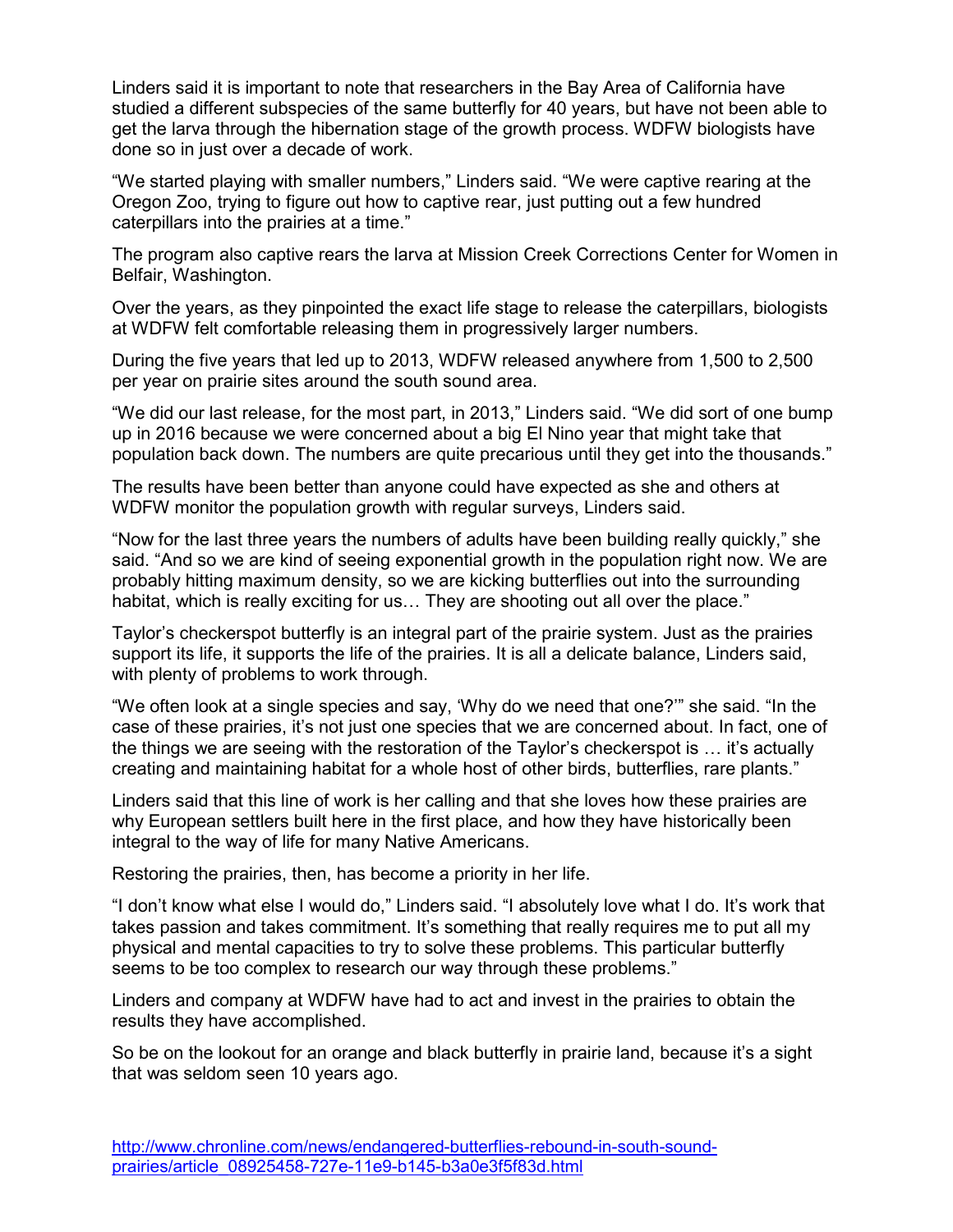Linders said it is important to note that researchers in the Bay Area of California have studied a different subspecies of the same butterfly for 40 years, but have not been able to get the larva through the hibernation stage of the growth process. WDFW biologists have done so in just over a decade of work.

“We started playing with smaller numbers,” Linders said. “We were captive rearing at the Oregon Zoo, trying to figure out how to captive rear, just putting out a few hundred caterpillars into the prairies at a time.”

The program also captive rears the larva at Mission Creek Corrections Center for Women in Belfair, Washington.

Over the years, as they pinpointed the exact life stage to release the caterpillars, biologists at WDFW felt comfortable releasing them in progressively larger numbers.

During the five years that led up to 2013, WDFW released anywhere from 1,500 to 2,500 per year on prairie sites around the south sound area.

“We did our last release, for the most part, in 2013,” Linders said. “We did sort of one bump up in 2016 because we were concerned about a big El Nino year that might take that population back down. The numbers are quite precarious until they get into the thousands.”

The results have been better than anyone could have expected as she and others at WDFW monitor the population growth with regular surveys, Linders said.

“Now for the last three years the numbers of adults have been building really quickly,” she said. “And so we are kind of seeing exponential growth in the population right now. We are probably hitting maximum density, so we are kicking butterflies out into the surrounding habitat, which is really exciting for us… They are shooting out all over the place.”

Taylor’s checkerspot butterfly is an integral part of the prairie system. Just as the prairies support its life, it supports the life of the prairies. It is all a delicate balance, Linders said, with plenty of problems to work through.

“We often look at a single species and say, ‘Why do we need that one?’” she said. “In the case of these prairies, it’s not just one species that we are concerned about. In fact, one of the things we are seeing with the restoration of the Taylor’s checkerspot is … it’s actually creating and maintaining habitat for a whole host of other birds, butterflies, rare plants.”

Linders said that this line of work is her calling and that she loves how these prairies are why European settlers built here in the first place, and how they have historically been integral to the way of life for many Native Americans.

Restoring the prairies, then, has become a priority in her life.

“I don’t know what else I would do,” Linders said. “I absolutely love what I do. It’s work that takes passion and takes commitment. It’s something that really requires me to put all my physical and mental capacities to try to solve these problems. This particular butterfly seems to be too complex to research our way through these problems.”

Linders and company at WDFW have had to act and invest in the prairies to obtain the results they have accomplished.

So be on the lookout for an orange and black butterfly in prairie land, because it’s a sight that was seldom seen 10 years ago.

http://www.chronline.com/news/endangered-butterflies-rebound-in-south-sound-prairies/article_08925458-727e-11e9-b145-b3a0e3f5f83d.html